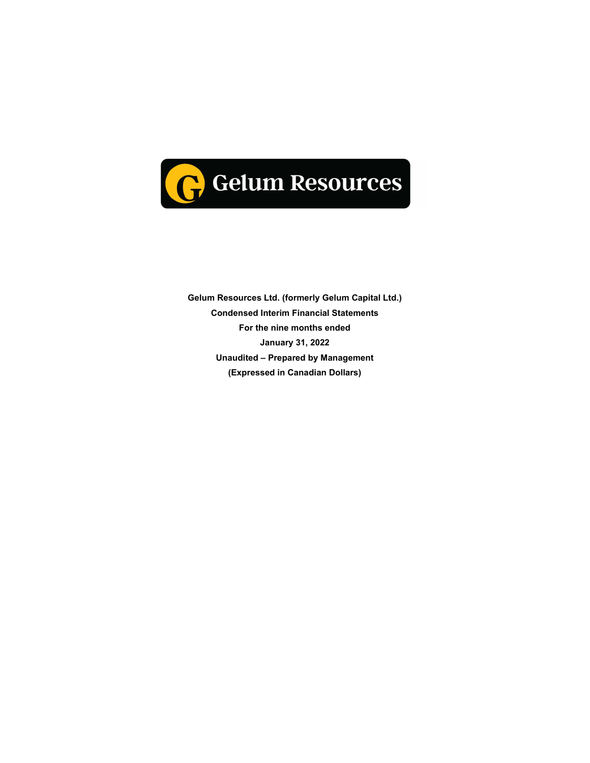Gelum Resources

**Gelum Resources Ltd. (formerly Gelum Capital Ltd.)**

**Condensed Interim Financial Statements**

**For the nine months ended**

**January 31, 2022**

**Unaudited – Prepared by Management**

**(Expressed in Canadian Dollars)**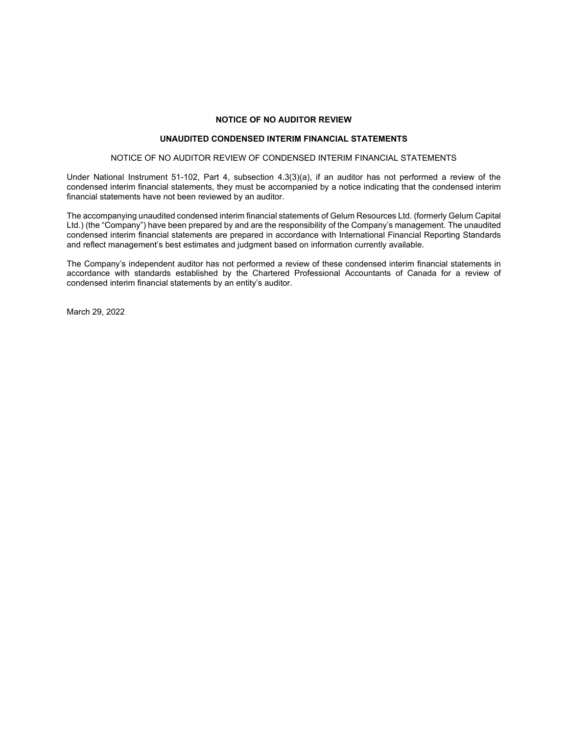**NOTICE OF NO AUDITOR REVIEW**

**UNAUDITED CONDENSED INTERIM FINANCIAL STATEMENTS**

NOTICE OF NO AUDITOR REVIEW OF CONDENSED INTERIM FINANCIAL STATEMENTS

Under National Instrument 51-102, Part 4, subsection 4.3(3)(a), if an auditor has not performed a review of the condensed interim financial statements, they must be accompanied by a notice indicating that the condensed interim financial statements have not been reviewed by an auditor.

The accompanying unaudited condensed interim financial statements of Gelum Resources Ltd. (formerly Gelum Capital Ltd.) (the "Company") have been prepared by and are the responsibility of the Company's management. The unaudited condensed interim financial statements are prepared in accordance with International Financial Reporting Standards and reflect management's best estimates and judgment based on information currently available.

The Company's independent auditor has not performed a review of these condensed interim financial statements in accordance with standards established by the Chartered Professional Accountants of Canada for a review of condensed interim financial statements by an entity's auditor.

March 29, 2022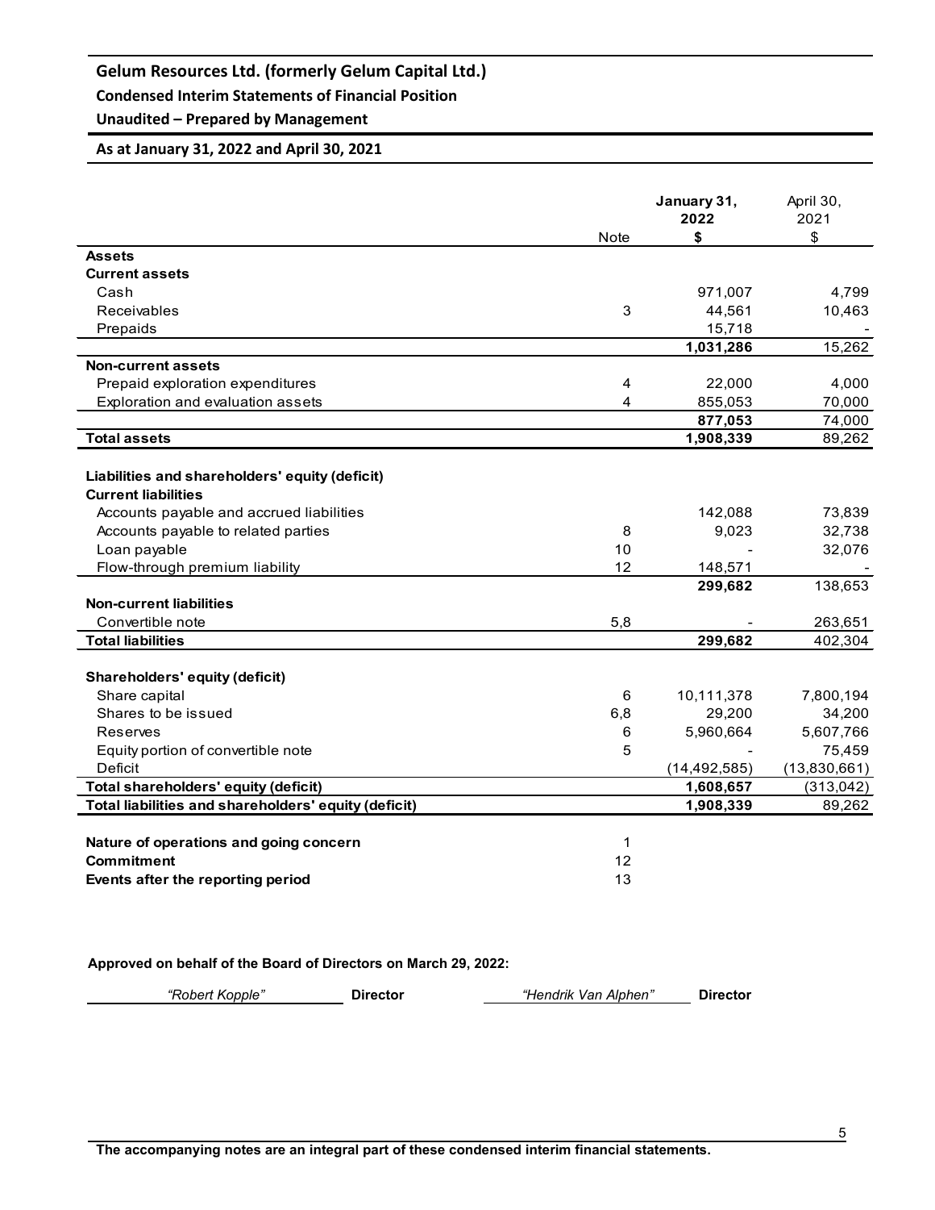# Gelum Resources Ltd. (formerly Gelum Capital Ltd.)

## Condensed Interim Statements of Financial Position

### Unaudited – Prepared by Management

### As at January 31, 2022 and April 30, 2021

| | Note | **January 31, 2022 $** | April 30, 2021 $ |
|---|---|---|---|
| **Assets** | | | |
| **Current assets** | | | |
| Cash | | 971,007 | 4,799 |
| Receivables | 3 | 44,561 | 10,463 |
| Prepaids | | 15,718 | - |
| | | **1,031,286** | 15,262 |
| **Non-current assets** | | | |
| Prepaid exploration expenditures | 4 | 22,000 | 4,000 |
| Exploration and evaluation assets | 4 | 855,053 | 70,000 |
| | | **877,053** | 74,000 |
| **Total assets** | | **1,908,339** | 89,262 |
| | | | |
| **Liabilities and shareholders' equity (deficit)** | | | |
| **Current liabilities** | | | |
| Accounts payable and accrued liabilities | | 142,088 | 73,839 |
| Accounts payable to related parties | 8 | 9,023 | 32,738 |
| Loan payable | 10 | - | 32,076 |
| Flow-through premium liability | 12 | 148,571 | - |
| | | **299,682** | 138,653 |
| **Non-current liabilities** | | | |
| Convertible note | 5,8 | - | 263,651 |
| **Total liabilities** | | **299,682** | 402,304 |
| | | | |
| **Shareholders' equity (deficit)** | | | |
| Share capital | 6 | 10,111,378 | 7,800,194 |
| Shares to be issued | 6,8 | 29,200 | 34,200 |
| Reserves | 6 | 5,960,664 | 5,607,766 |
| Equity portion of convertible note | 5 | - | 75,459 |
| Deficit | | (14,492,585) | (13,830,661) |
| **Total shareholders' equity (deficit)** | | **1,608,657** | (313,042) |
| **Total liabilities and shareholders' equity (deficit)** | | **1,908,339** | 89,262 |
| | | | |
| **Nature of operations and going concern** | 1 | | |
| **Commitment** | 12 | | |
| **Events after the reporting period** | 13 | | |

**Approved on behalf of the Board of Directors on March 29, 2022:**

*"Robert Kopple"* **Director** *"Hendrik Van Alphen"* **Director**

**The accompanying notes are an integral part of these condensed interim financial statements.**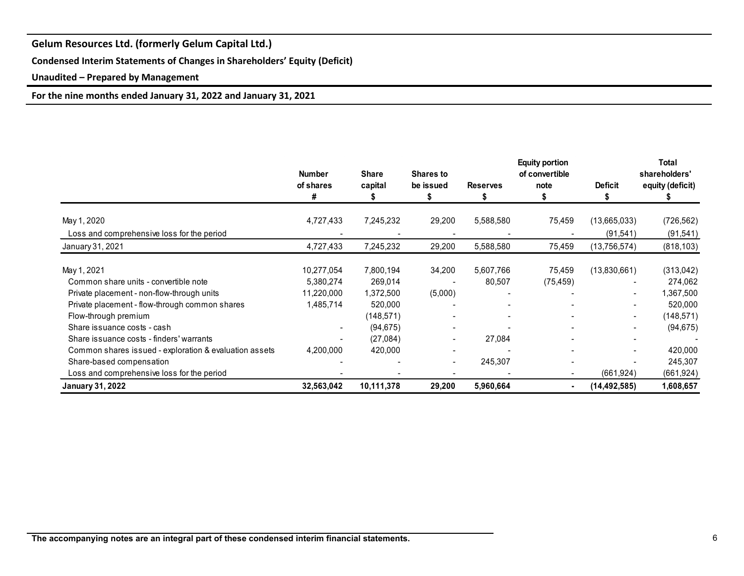**Gelum Resources Ltd. (formerly Gelum Capital Ltd.)**

**Condensed Interim Statements of Changes in Shareholders' Equity (Deficit)**

**Unaudited – Prepared by Management**

**For the nine months ended January 31, 2022 and January 31, 2021**

| | Number of shares # | Share capital $ | Shares to be issued $ | Reserves $ | Equity portion of convertible note $ | Deficit $ | Total shareholders' equity (deficit) $ |
|---|---|---|---|---|---|---|---|
| May 1, 2020 | 4,727,433 | 7,245,232 | 29,200 | 5,588,580 | 75,459 | (13,665,033) | (726,562) |
| Loss and comprehensive loss for the period | - | - | - | - | - | (91,541) | (91,541) |
| January 31, 2021 | 4,727,433 | 7,245,232 | 29,200 | 5,588,580 | 75,459 | (13,756,574) | (818,103) |
| | | | | | | | |
| May 1, 2021 | 10,277,054 | 7,800,194 | 34,200 | 5,607,766 | 75,459 | (13,830,661) | (313,042) |
| Common share units - convertible note | 5,380,274 | 269,014 | - | 80,507 | (75,459) | - | 274,062 |
| Private placement - non-flow-through units | 11,220,000 | 1,372,500 | (5,000) | - | - | - | 1,367,500 |
| Private placement - flow-through common shares | 1,485,714 | 520,000 | - | - | - | - | 520,000 |
| Flow-through premium | | (148,571) | - | - | - | - | (148,571) |
| Share issuance costs - cash | - | (94,675) | - | - | - | - | (94,675) |
| Share issuance costs - finders' warrants | - | (27,084) | - | 27,084 | - | - | - |
| Common shares issued - exploration & evaluation assets | 4,200,000 | 420,000 | - | - | - | - | 420,000 |
| Share-based compensation | - | - | - | 245,307 | - | - | 245,307 |
| Loss and comprehensive loss for the period | - | - | - | - | - | (661,924) | (661,924) |
| **January 31, 2022** | **32,563,042** | **10,111,378** | **29,200** | **5,960,664** | **-** | **(14,492,585)** | **1,608,657** |

**The accompanying notes are an integral part of these condensed interim financial statements.**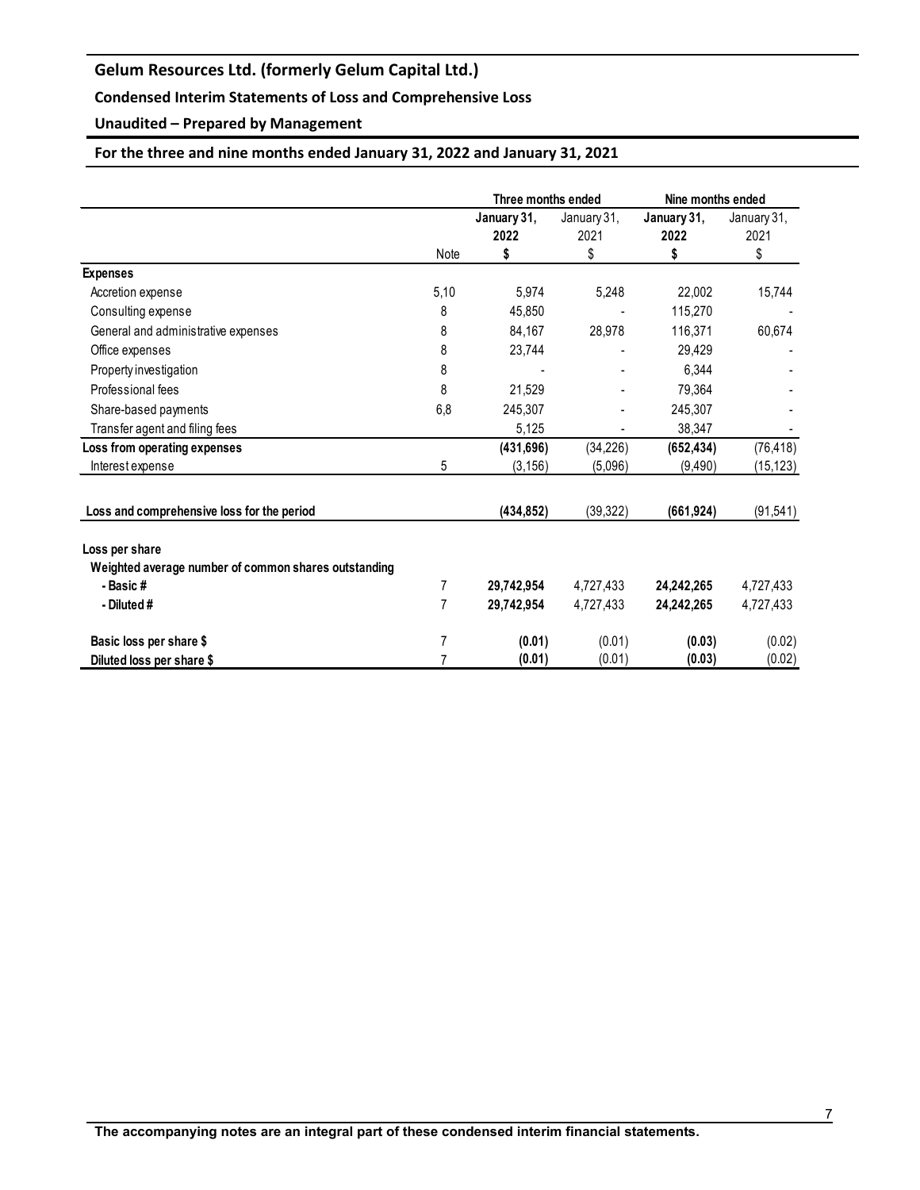# Gelum Resources Ltd. (formerly Gelum Capital Ltd.)

## Condensed Interim Statements of Loss and Comprehensive Loss

### Unaudited – Prepared by Management

### For the three and nine months ended January 31, 2022 and January 31, 2021

| | | Three months ended | | Nine months ended | |
|---|---|---|---|---|---|
| | Note | **January 31, 2022 $** | January 31, 2021 $ | **January 31, 2022 $** | January 31, 2021 $ |
| **Expenses** | | | | | |
| Accretion expense | 5,10 | 5,974 | 5,248 | 22,002 | 15,744 |
| Consulting expense | 8 | 45,850 | - | 115,270 | - |
| General and administrative expenses | 8 | 84,167 | 28,978 | 116,371 | 60,674 |
| Office expenses | 8 | 23,744 | - | 29,429 | - |
| Property investigation | 8 | - | - | 6,344 | - |
| Professional fees | 8 | 21,529 | - | 79,364 | - |
| Share-based payments | 6,8 | 245,307 | - | 245,307 | - |
| Transfer agent and filing fees | | 5,125 | - | 38,347 | - |
| **Loss from operating expenses** | | **(431,696)** | (34,226) | **(652,434)** | (76,418) |
| Interest expense | 5 | (3,156) | (5,096) | (9,490) | (15,123) |
| **Loss and comprehensive loss for the period** | | **(434,852)** | (39,322) | **(661,924)** | (91,541) |
| **Loss per share** | | | | | |
| **Weighted average number of common shares outstanding** | | | | | |
| **- Basic #** | 7 | **29,742,954** | 4,727,433 | **24,242,265** | 4,727,433 |
| **- Diluted #** | 7 | **29,742,954** | 4,727,433 | **24,242,265** | 4,727,433 |
| **Basic loss per share $** | 7 | **(0.01)** | (0.01) | **(0.03)** | (0.02) |
| **Diluted loss per share $** | 7 | **(0.01)** | (0.01) | **(0.03)** | (0.02) |

**The accompanying notes are an integral part of these condensed interim financial statements.**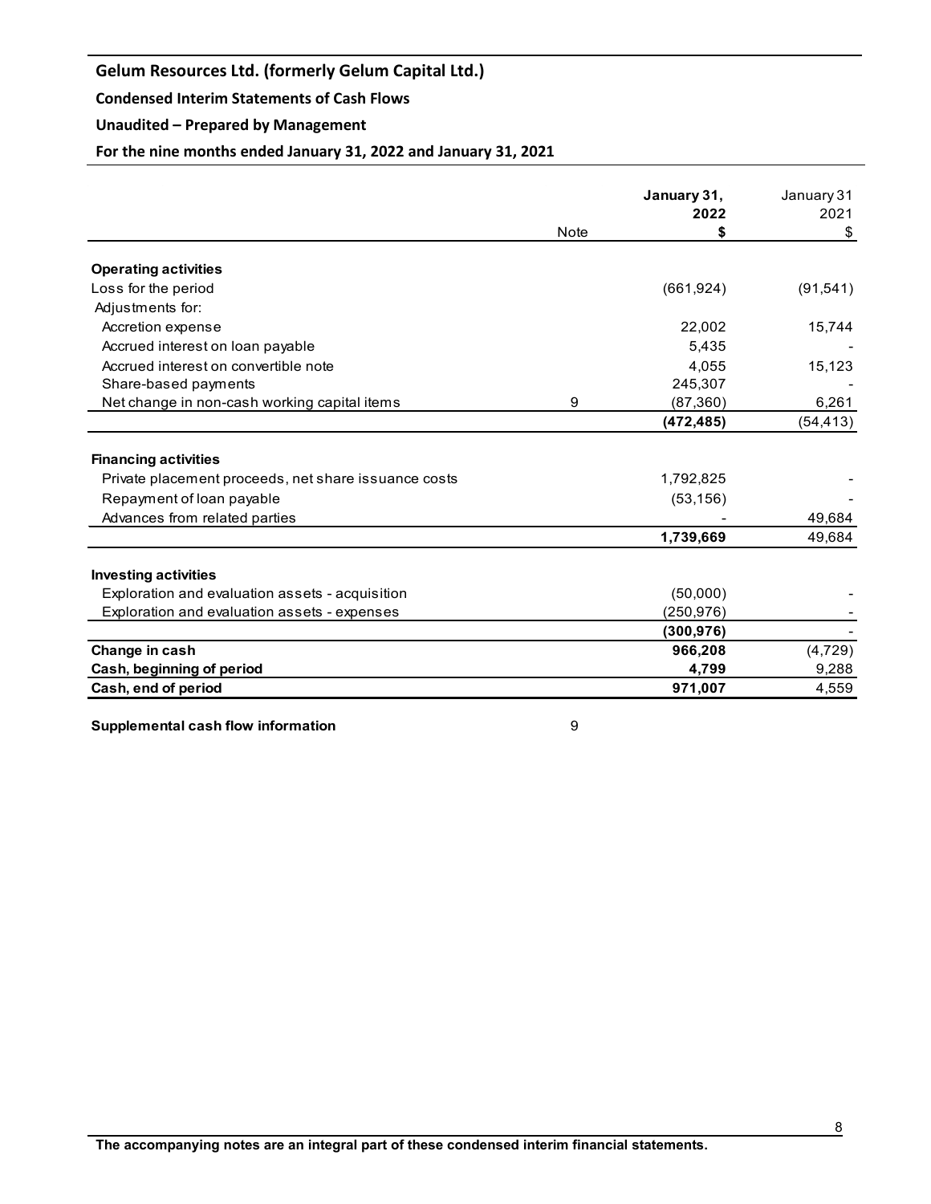# Gelum Resources Ltd. (formerly Gelum Capital Ltd.)

## Condensed Interim Statements of Cash Flows

**Unaudited – Prepared by Management**

**For the nine months ended January 31, 2022 and January 31, 2021**

| | Note | **January 31, 2022 $** | January 31 2021 $ |
|---|---|---|---|
| **Operating activities** | | | |
| Loss for the period | | (661,924) | (91,541) |
| Adjustments for: | | | |
| Accretion expense | | 22,002 | 15,744 |
| Accrued interest on loan payable | | 5,435 | - |
| Accrued interest on convertible note | | 4,055 | 15,123 |
| Share-based payments | | 245,307 | - |
| Net change in non-cash working capital items | 9 | (87,360) | 6,261 |
| | | **(472,485)** | (54,413) |
| **Financing activities** | | | |
| Private placement proceeds, net share issuance costs | | 1,792,825 | - |
| Repayment of loan payable | | (53,156) | - |
| Advances from related parties | | - | 49,684 |
| | | **1,739,669** | 49,684 |
| **Investing activities** | | | |
| Exploration and evaluation assets - acquisition | | (50,000) | - |
| Exploration and evaluation assets - expenses | | (250,976) | - |
| | | **(300,976)** | - |
| **Change in cash** | | **966,208** | (4,729) |
| **Cash, beginning of period** | | **4,799** | 9,288 |
| **Cash, end of period** | | **971,007** | 4,559 |

**Supplemental cash flow information** 9

**The accompanying notes are an integral part of these condensed interim financial statements.**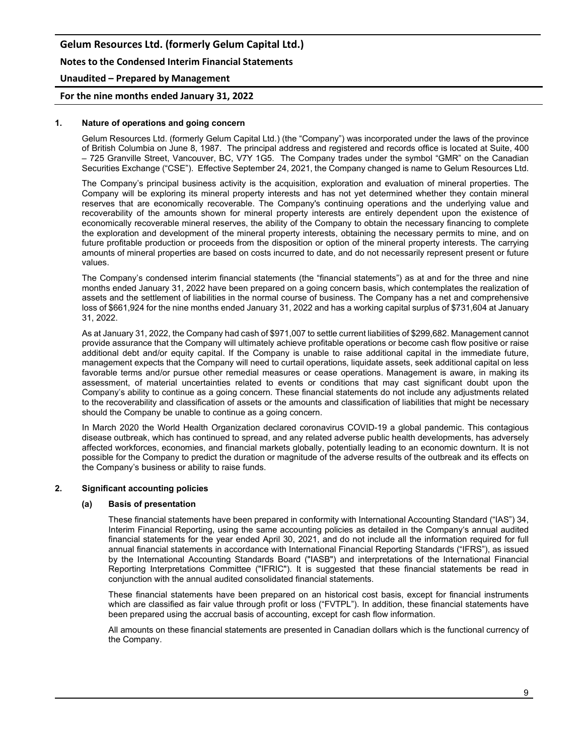## 1. Nature of operations and going concern

Gelum Resources Ltd. (formerly Gelum Capital Ltd.) (the "Company") was incorporated under the laws of the province of British Columbia on June 8, 1987. The principal address and registered and records office is located at Suite, 400 – 725 Granville Street, Vancouver, BC, V7Y 1G5. The Company trades under the symbol "GMR" on the Canadian Securities Exchange ("CSE"). Effective September 24, 2021, the Company changed is name to Gelum Resources Ltd.

The Company's principal business activity is the acquisition, exploration and evaluation of mineral properties. The Company will be exploring its mineral property interests and has not yet determined whether they contain mineral reserves that are economically recoverable. The Company's continuing operations and the underlying value and recoverability of the amounts shown for mineral property interests are entirely dependent upon the existence of economically recoverable mineral reserves, the ability of the Company to obtain the necessary financing to complete the exploration and development of the mineral property interests, obtaining the necessary permits to mine, and on future profitable production or proceeds from the disposition or option of the mineral property interests. The carrying amounts of mineral properties are based on costs incurred to date, and do not necessarily represent present or future values.

The Company's condensed interim financial statements (the "financial statements") as at and for the three and nine months ended January 31, 2022 have been prepared on a going concern basis, which contemplates the realization of assets and the settlement of liabilities in the normal course of business. The Company has a net and comprehensive loss of $661,924 for the nine months ended January 31, 2022 and has a working capital surplus of $731,604 at January 31, 2022.

As at January 31, 2022, the Company had cash of $971,007 to settle current liabilities of $299,682. Management cannot provide assurance that the Company will ultimately achieve profitable operations or become cash flow positive or raise additional debt and/or equity capital. If the Company is unable to raise additional capital in the immediate future, management expects that the Company will need to curtail operations, liquidate assets, seek additional capital on less favorable terms and/or pursue other remedial measures or cease operations. Management is aware, in making its assessment, of material uncertainties related to events or conditions that may cast significant doubt upon the Company's ability to continue as a going concern. These financial statements do not include any adjustments related to the recoverability and classification of assets or the amounts and classification of liabilities that might be necessary should the Company be unable to continue as a going concern.

In March 2020 the World Health Organization declared coronavirus COVID-19 a global pandemic. This contagious disease outbreak, which has continued to spread, and any related adverse public health developments, has adversely affected workforces, economies, and financial markets globally, potentially leading to an economic downturn. It is not possible for the Company to predict the duration or magnitude of the adverse results of the outbreak and its effects on the Company's business or ability to raise funds.

## 2. Significant accounting policies

### (a) Basis of presentation

These financial statements have been prepared in conformity with International Accounting Standard ("IAS") 34, Interim Financial Reporting, using the same accounting policies as detailed in the Company's annual audited financial statements for the year ended April 30, 2021, and do not include all the information required for full annual financial statements in accordance with International Financial Reporting Standards ("IFRS"), as issued by the International Accounting Standards Board ("IASB") and interpretations of the International Financial Reporting Interpretations Committee ("IFRIC"). It is suggested that these financial statements be read in conjunction with the annual audited consolidated financial statements.

These financial statements have been prepared on an historical cost basis, except for financial instruments which are classified as fair value through profit or loss ("FVTPL"). In addition, these financial statements have been prepared using the accrual basis of accounting, except for cash flow information.

All amounts on these financial statements are presented in Canadian dollars which is the functional currency of the Company.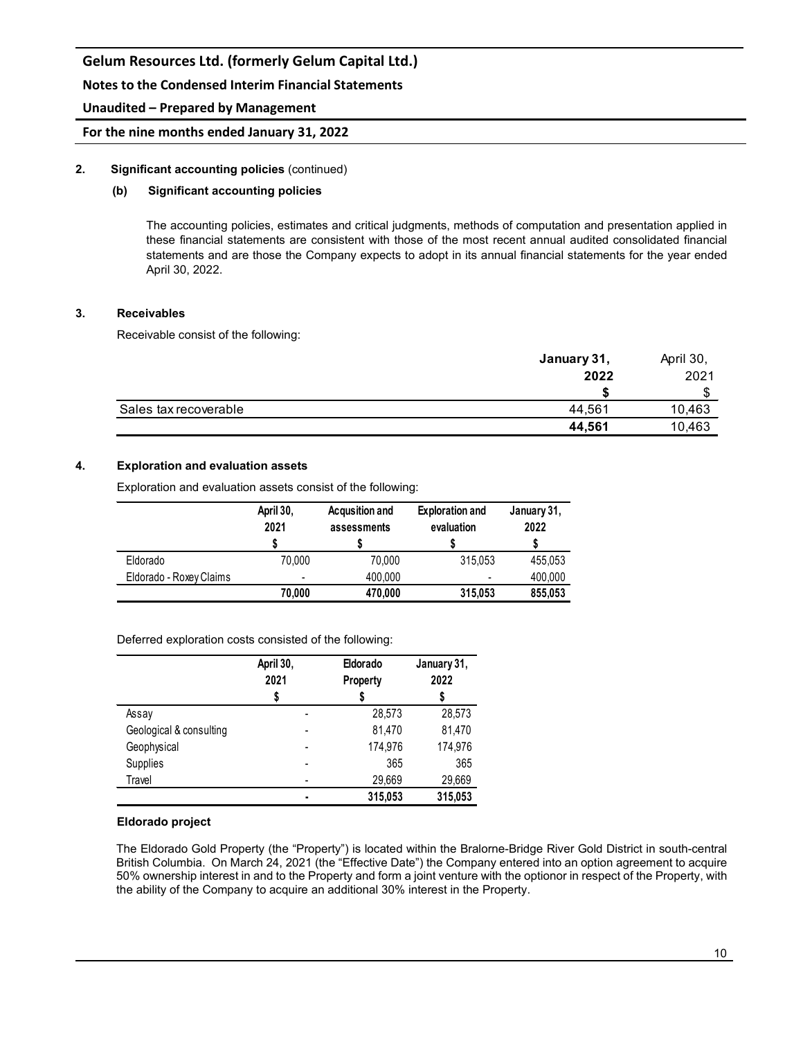## 2. Significant accounting policies (continued)

### (b) Significant accounting policies

The accounting policies, estimates and critical judgments, methods of computation and presentation applied in these financial statements are consistent with those of the most recent annual audited consolidated financial statements and are those the Company expects to adopt in its annual financial statements for the year ended April 30, 2022.

## 3. Receivables

Receivable consist of the following:

| | January 31, 2022 | April 30, 2021 |
|---|---|---|
| | $ | $ |
| Sales tax recoverable | 44,561 | 10,463 |
| | **44,561** | 10,463 |

## 4. Exploration and evaluation assets

Exploration and evaluation assets consist of the following:

| | April 30, 2021 | Acqusition and assessments | Exploration and evaluation | January 31, 2022 |
|---|---|---|---|---|
| | $ | $ | $ | $ |
| Eldorado | 70,000 | 70,000 | 315,053 | 455,053 |
| Eldorado - Roxey Claims | - | 400,000 | - | 400,000 |
| | **70,000** | **470,000** | **315,053** | **855,053** |

Deferred exploration costs consisted of the following:

| | April 30, 2021 | Eldorado Property | January 31, 2022 |
|---|---|---|---|
| | $ | $ | $ |
| Assay | - | 28,573 | 28,573 |
| Geological & consulting | - | 81,470 | 81,470 |
| Geophysical | - | 174,976 | 174,976 |
| Supplies | - | 365 | 365 |
| Travel | - | 29,669 | 29,669 |
| | **-** | **315,053** | **315,053** |

### Eldorado project

The Eldorado Gold Property (the "Property") is located within the Bralorne-Bridge River Gold District in south-central British Columbia. On March 24, 2021 (the "Effective Date") the Company entered into an option agreement to acquire 50% ownership interest in and to the Property and form a joint venture with the optionor in respect of the Property, with the ability of the Company to acquire an additional 30% interest in the Property.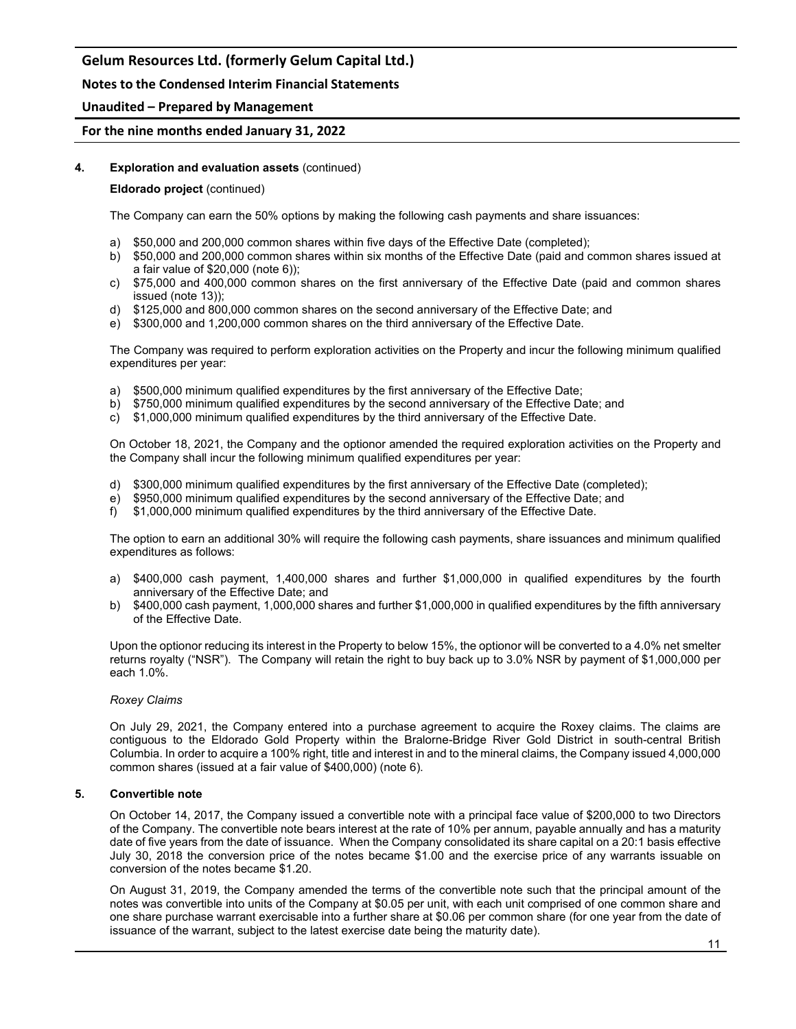**4. Exploration and evaluation assets** (continued)

**Eldorado project** (continued)

The Company can earn the 50% options by making the following cash payments and share issuances:

a) \$50,000 and 200,000 common shares within five days of the Effective Date (completed);
b) \$50,000 and 200,000 common shares within six months of the Effective Date (paid and common shares issued at a fair value of \$20,000 (note 6));
c) \$75,000 and 400,000 common shares on the first anniversary of the Effective Date (paid and common shares issued (note 13));
d) \$125,000 and 800,000 common shares on the second anniversary of the Effective Date; and
e) \$300,000 and 1,200,000 common shares on the third anniversary of the Effective Date.

The Company was required to perform exploration activities on the Property and incur the following minimum qualified expenditures per year:

a) \$500,000 minimum qualified expenditures by the first anniversary of the Effective Date;
b) \$750,000 minimum qualified expenditures by the second anniversary of the Effective Date; and
c) \$1,000,000 minimum qualified expenditures by the third anniversary of the Effective Date.

On October 18, 2021, the Company and the optionor amended the required exploration activities on the Property and the Company shall incur the following minimum qualified expenditures per year:

d) \$300,000 minimum qualified expenditures by the first anniversary of the Effective Date (completed);
e) \$950,000 minimum qualified expenditures by the second anniversary of the Effective Date; and
f) \$1,000,000 minimum qualified expenditures by the third anniversary of the Effective Date.

The option to earn an additional 30% will require the following cash payments, share issuances and minimum qualified expenditures as follows:

a) \$400,000 cash payment, 1,400,000 shares and further \$1,000,000 in qualified expenditures by the fourth anniversary of the Effective Date; and
b) \$400,000 cash payment, 1,000,000 shares and further \$1,000,000 in qualified expenditures by the fifth anniversary of the Effective Date.

Upon the optionor reducing its interest in the Property to below 15%, the optionor will be converted to a 4.0% net smelter returns royalty ("NSR"). The Company will retain the right to buy back up to 3.0% NSR by payment of \$1,000,000 per each 1.0%.

*Roxey Claims*

On July 29, 2021, the Company entered into a purchase agreement to acquire the Roxey claims. The claims are contiguous to the Eldorado Gold Property within the Bralorne-Bridge River Gold District in south-central British Columbia. In order to acquire a 100% right, title and interest in and to the mineral claims, the Company issued 4,000,000 common shares (issued at a fair value of \$400,000) (note 6).

**5. Convertible note**

On October 14, 2017, the Company issued a convertible note with a principal face value of \$200,000 to two Directors of the Company. The convertible note bears interest at the rate of 10% per annum, payable annually and has a maturity date of five years from the date of issuance. When the Company consolidated its share capital on a 20:1 basis effective July 30, 2018 the conversion price of the notes became \$1.00 and the exercise price of any warrants issuable on conversion of the notes became \$1.20.

On August 31, 2019, the Company amended the terms of the convertible note such that the principal amount of the notes was convertible into units of the Company at \$0.05 per unit, with each unit comprised of one common share and one share purchase warrant exercisable into a further share at \$0.06 per common share (for one year from the date of issuance of the warrant, subject to the latest exercise date being the maturity date).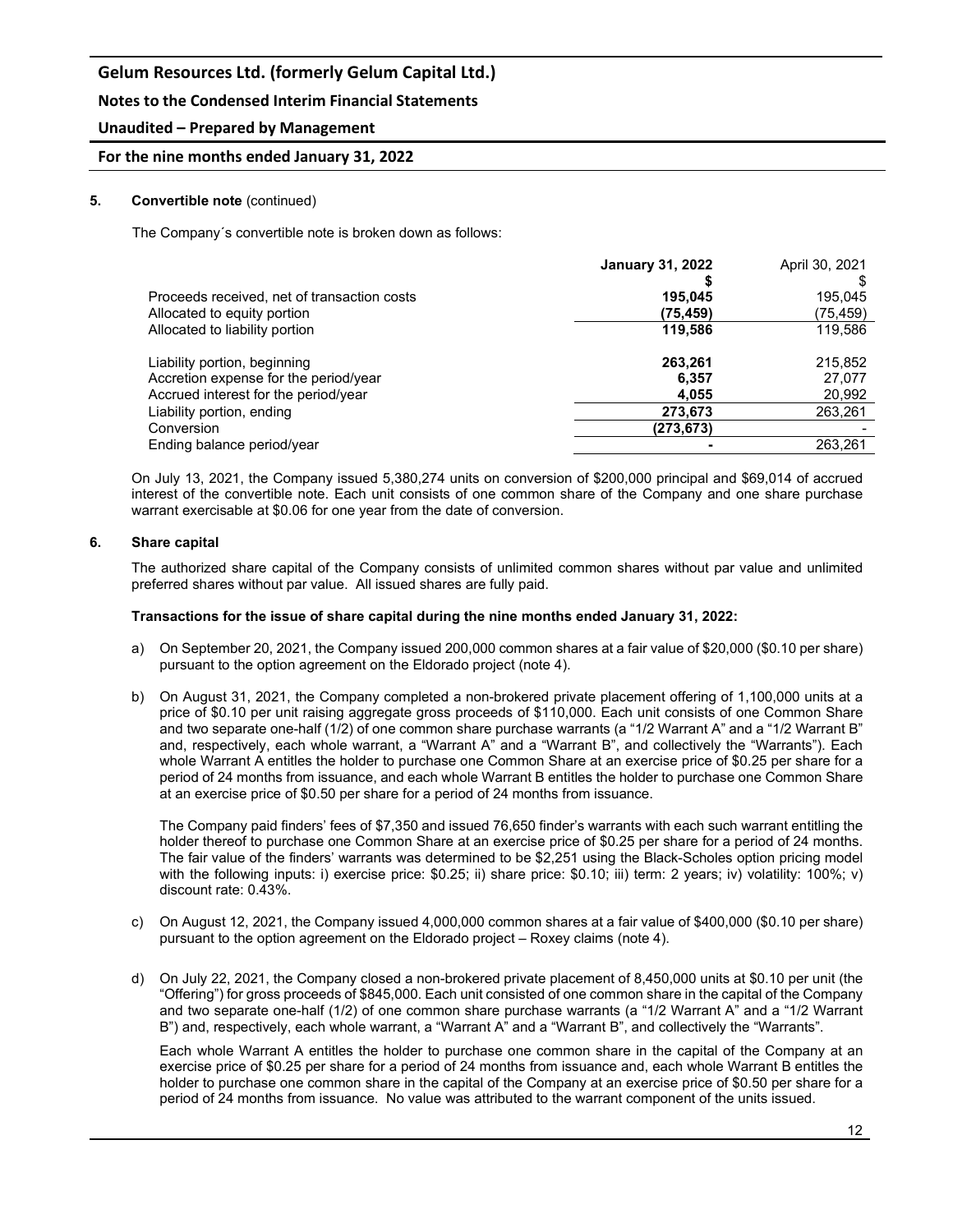**5. Convertible note** (continued)

The Company´s convertible note is broken down as follows:

| | **January 31, 2022** | April 30, 2021 |
|---|---|---|
| | **$** | $ |
| Proceeds received, net of transaction costs | **195,045** | 195,045 |
| Allocated to equity portion | **(75,459)** | (75,459) |
| Allocated to liability portion | **119,586** | 119,586 |
| | | |
| Liability portion, beginning | **263,261** | 215,852 |
| Accretion expense for the period/year | **6,357** | 27,077 |
| Accrued interest for the period/year | **4,055** | 20,992 |
| Liability portion, ending | **273,673** | 263,261 |
| Conversion | **(273,673)** | - |
| Ending balance period/year | **-** | 263,261 |

On July 13, 2021, the Company issued 5,380,274 units on conversion of $200,000 principal and $69,014 of accrued interest of the convertible note. Each unit consists of one common share of the Company and one share purchase warrant exercisable at $0.06 for one year from the date of conversion.

**6. Share capital**

The authorized share capital of the Company consists of unlimited common shares without par value and unlimited preferred shares without par value. All issued shares are fully paid.

**Transactions for the issue of share capital during the nine months ended January 31, 2022:**

a) On September 20, 2021, the Company issued 200,000 common shares at a fair value of $20,000 ($0.10 per share) pursuant to the option agreement on the Eldorado project (note 4).

b) On August 31, 2021, the Company completed a non-brokered private placement offering of 1,100,000 units at a price of $0.10 per unit raising aggregate gross proceeds of $110,000. Each unit consists of one Common Share and two separate one-half (1/2) of one common share purchase warrants (a "1/2 Warrant A" and a "1/2 Warrant B" and, respectively, each whole warrant, a "Warrant A" and a "Warrant B", and collectively the "Warrants"). Each whole Warrant A entitles the holder to purchase one Common Share at an exercise price of $0.25 per share for a period of 24 months from issuance, and each whole Warrant B entitles the holder to purchase one Common Share at an exercise price of $0.50 per share for a period of 24 months from issuance.

   The Company paid finders' fees of $7,350 and issued 76,650 finder's warrants with each such warrant entitling the holder thereof to purchase one Common Share at an exercise price of $0.25 per share for a period of 24 months. The fair value of the finders' warrants was determined to be $2,251 using the Black-Scholes option pricing model with the following inputs: i) exercise price: $0.25; ii) share price: $0.10; iii) term: 2 years; iv) volatility: 100%; v) discount rate: 0.43%.

c) On August 12, 2021, the Company issued 4,000,000 common shares at a fair value of $400,000 ($0.10 per share) pursuant to the option agreement on the Eldorado project – Roxey claims (note 4).

d) On July 22, 2021, the Company closed a non-brokered private placement of 8,450,000 units at $0.10 per unit (the "Offering") for gross proceeds of $845,000. Each unit consisted of one common share in the capital of the Company and two separate one-half (1/2) of one common share purchase warrants (a "1/2 Warrant A" and a "1/2 Warrant B") and, respectively, each whole warrant, a "Warrant A" and a "Warrant B", and collectively the "Warrants".

   Each whole Warrant A entitles the holder to purchase one common share in the capital of the Company at an exercise price of $0.25 per share for a period of 24 months from issuance and, each whole Warrant B entitles the holder to purchase one common share in the capital of the Company at an exercise price of $0.50 per share for a period of 24 months from issuance. No value was attributed to the warrant component of the units issued.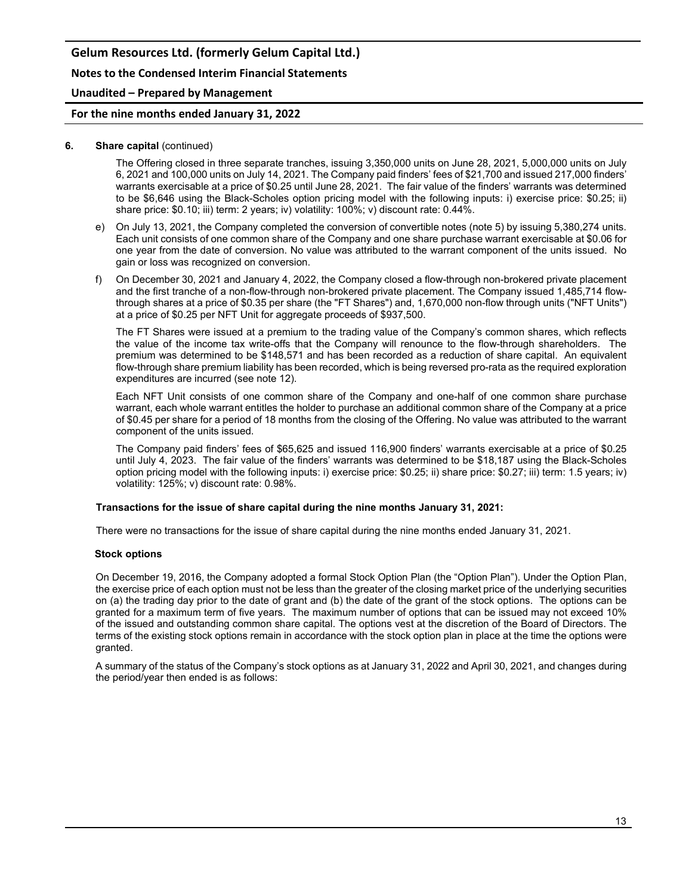**6. Share capital** (continued)

The Offering closed in three separate tranches, issuing 3,350,000 units on June 28, 2021, 5,000,000 units on July 6, 2021 and 100,000 units on July 14, 2021. The Company paid finders' fees of $21,700 and issued 217,000 finders' warrants exercisable at a price of $0.25 until June 28, 2021. The fair value of the finders' warrants was determined to be $6,646 using the Black-Scholes option pricing model with the following inputs: i) exercise price: $0.25; ii) share price: $0.10; iii) term: 2 years; iv) volatility: 100%; v) discount rate: 0.44%.

e) On July 13, 2021, the Company completed the conversion of convertible notes (note 5) by issuing 5,380,274 units. Each unit consists of one common share of the Company and one share purchase warrant exercisable at $0.06 for one year from the date of conversion. No value was attributed to the warrant component of the units issued. No gain or loss was recognized on conversion.

f) On December 30, 2021 and January 4, 2022, the Company closed a flow-through non-brokered private placement and the first tranche of a non-flow-through non-brokered private placement. The Company issued 1,485,714 flow-through shares at a price of $0.35 per share (the "FT Shares") and, 1,670,000 non-flow through units ("NFT Units") at a price of $0.25 per NFT Unit for aggregate proceeds of $937,500.

The FT Shares were issued at a premium to the trading value of the Company's common shares, which reflects the value of the income tax write-offs that the Company will renounce to the flow-through shareholders. The premium was determined to be $148,571 and has been recorded as a reduction of share capital. An equivalent flow-through share premium liability has been recorded, which is being reversed pro-rata as the required exploration expenditures are incurred (see note 12).

Each NFT Unit consists of one common share of the Company and one-half of one common share purchase warrant, each whole warrant entitles the holder to purchase an additional common share of the Company at a price of $0.45 per share for a period of 18 months from the closing of the Offering. No value was attributed to the warrant component of the units issued.

The Company paid finders' fees of $65,625 and issued 116,900 finders' warrants exercisable at a price of $0.25 until July 4, 2023. The fair value of the finders' warrants was determined to be $18,187 using the Black-Scholes option pricing model with the following inputs: i) exercise price: $0.25; ii) share price: $0.27; iii) term: 1.5 years; iv) volatility: 125%; v) discount rate: 0.98%.

**Transactions for the issue of share capital during the nine months January 31, 2021:**

There were no transactions for the issue of share capital during the nine months ended January 31, 2021.

**Stock options**

On December 19, 2016, the Company adopted a formal Stock Option Plan (the "Option Plan"). Under the Option Plan, the exercise price of each option must not be less than the greater of the closing market price of the underlying securities on (a) the trading day prior to the date of grant and (b) the date of the grant of the stock options. The options can be granted for a maximum term of five years. The maximum number of options that can be issued may not exceed 10% of the issued and outstanding common share capital. The options vest at the discretion of the Board of Directors. The terms of the existing stock options remain in accordance with the stock option plan in place at the time the options were granted.

A summary of the status of the Company's stock options as at January 31, 2022 and April 30, 2021, and changes during the period/year then ended is as follows: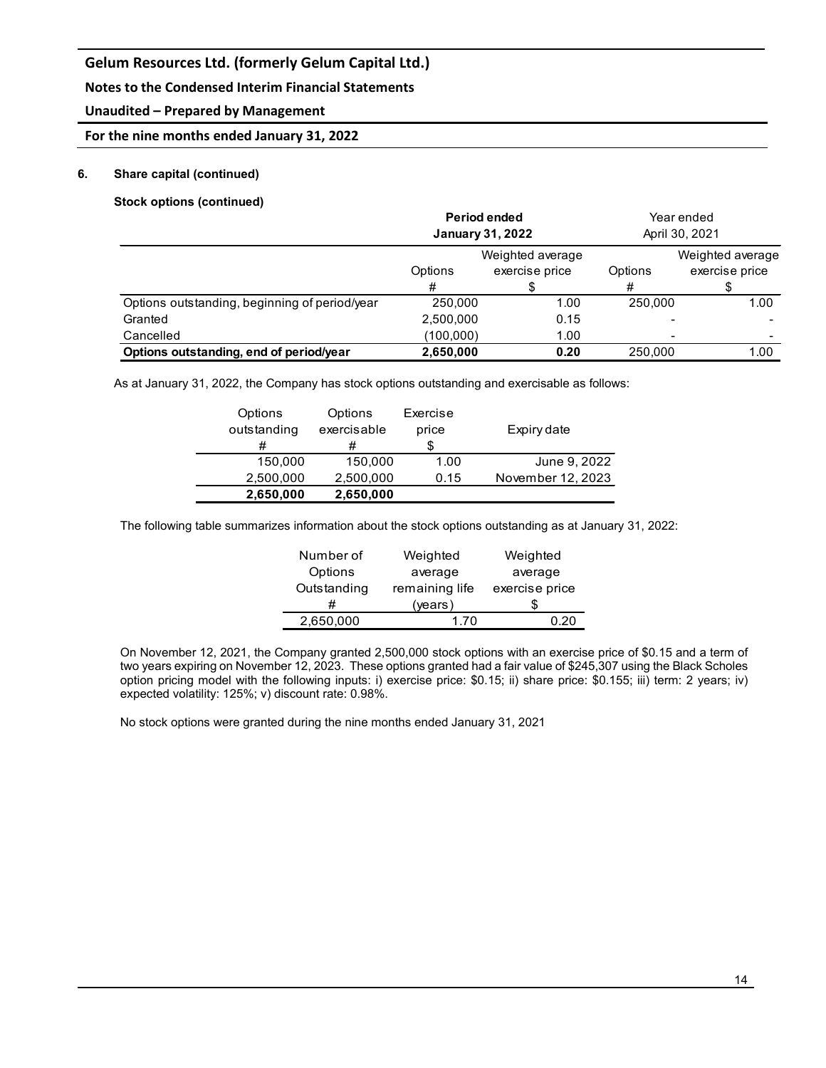## 6. Share capital (continued)

### Stock options (continued)

| | Period ended January 31, 2022 | | Year ended April 30, 2021 | |
|---|---|---|---|---|
| | Options # | Weighted average exercise price $ | Options # | Weighted average exercise price $ |
| Options outstanding, beginning of period/year | 250,000 | 1.00 | 250,000 | 1.00 |
| Granted | 2,500,000 | 0.15 | - | - |
| Cancelled | (100,000) | 1.00 | - | - |
| **Options outstanding, end of period/year** | **2,650,000** | **0.20** | 250,000 | 1.00 |

As at January 31, 2022, the Company has stock options outstanding and exercisable as follows:

| Options outstanding # | Options exercisable # | Exercise price $ | Expiry date |
|---|---|---|---|
| 150,000 | 150,000 | 1.00 | June 9, 2022 |
| 2,500,000 | 2,500,000 | 0.15 | November 12, 2023 |
| **2,650,000** | **2,650,000** | | |

The following table summarizes information about the stock options outstanding as at January 31, 2022:

| Number of Options Outstanding # | Weighted average remaining life (years) | Weighted average exercise price $ |
|---|---|---|
| 2,650,000 | 1.70 | 0.20 |

On November 12, 2021, the Company granted 2,500,000 stock options with an exercise price of $0.15 and a term of two years expiring on November 12, 2023. These options granted had a fair value of $245,307 using the Black Scholes option pricing model with the following inputs: i) exercise price: $0.15; ii) share price: $0.155; iii) term: 2 years; iv) expected volatility: 125%; v) discount rate: 0.98%.

No stock options were granted during the nine months ended January 31, 2021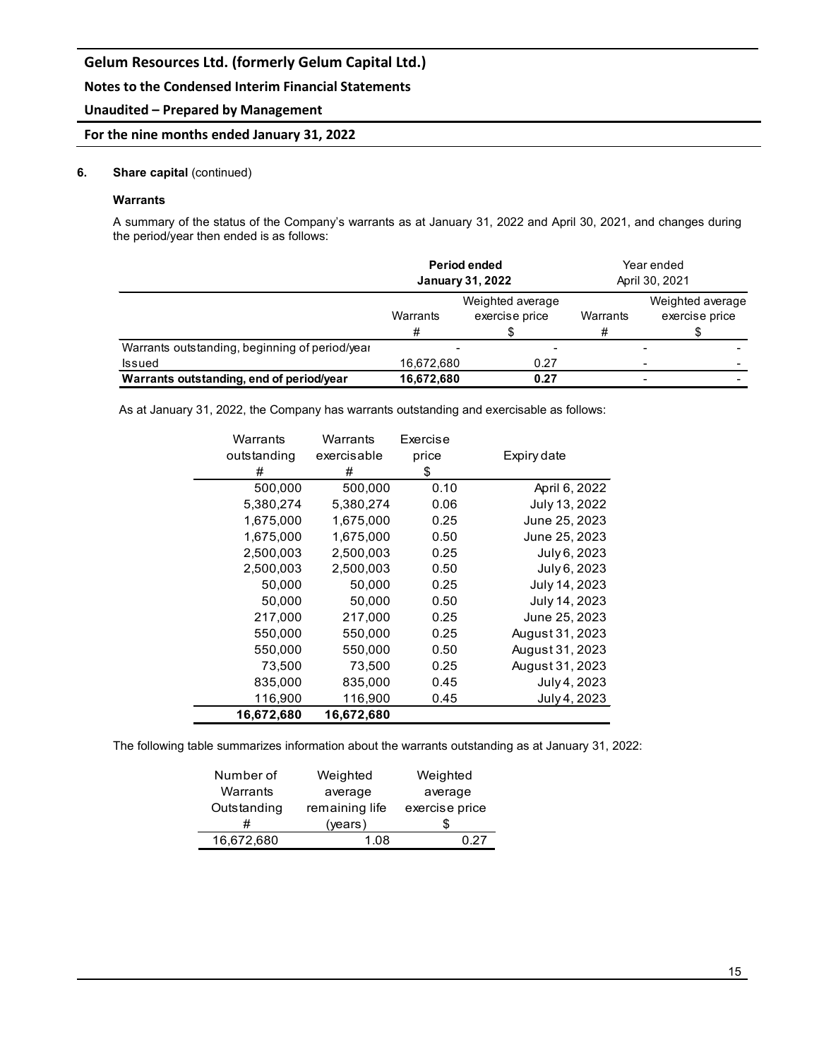# Gelum Resources Ltd. (formerly Gelum Capital Ltd.)

## Notes to the Condensed Interim Financial Statements

## Unaudited – Prepared by Management

## For the nine months ended January 31, 2022

### 6. Share capital (continued)

#### Warrants

A summary of the status of the Company's warrants as at January 31, 2022 and April 30, 2021, and changes during the period/year then ended is as follows:

| | **Period ended January 31, 2022** | | Year ended April 30, 2021 | |
|---|---|---|---|---|
| | Warrants # | Weighted average exercise price $ | Warrants # | Weighted average exercise price $ |
| Warrants outstanding, beginning of period/year | - | - | - | - |
| Issued | 16,672,680 | 0.27 | - | - |
| **Warrants outstanding, end of period/year** | **16,672,680** | **0.27** | - | - |

As at January 31, 2022, the Company has warrants outstanding and exercisable as follows:

| Warrants outstanding # | Warrants exercisable # | Exercise price $ | Expiry date |
|---|---|---|---|
| 500,000 | 500,000 | 0.10 | April 6, 2022 |
| 5,380,274 | 5,380,274 | 0.06 | July 13, 2022 |
| 1,675,000 | 1,675,000 | 0.25 | June 25, 2023 |
| 1,675,000 | 1,675,000 | 0.50 | June 25, 2023 |
| 2,500,003 | 2,500,003 | 0.25 | July 6, 2023 |
| 2,500,003 | 2,500,003 | 0.50 | July 6, 2023 |
| 50,000 | 50,000 | 0.25 | July 14, 2023 |
| 50,000 | 50,000 | 0.50 | July 14, 2023 |
| 217,000 | 217,000 | 0.25 | June 25, 2023 |
| 550,000 | 550,000 | 0.25 | August 31, 2023 |
| 550,000 | 550,000 | 0.50 | August 31, 2023 |
| 73,500 | 73,500 | 0.25 | August 31, 2023 |
| 835,000 | 835,000 | 0.45 | July 4, 2023 |
| 116,900 | 116,900 | 0.45 | July 4, 2023 |
| **16,672,680** | **16,672,680** | | |

The following table summarizes information about the warrants outstanding as at January 31, 2022:

| Number of Warrants Outstanding # | Weighted average remaining life (years) | Weighted average exercise price $ |
|---|---|---|
| 16,672,680 | 1.08 | 0.27 |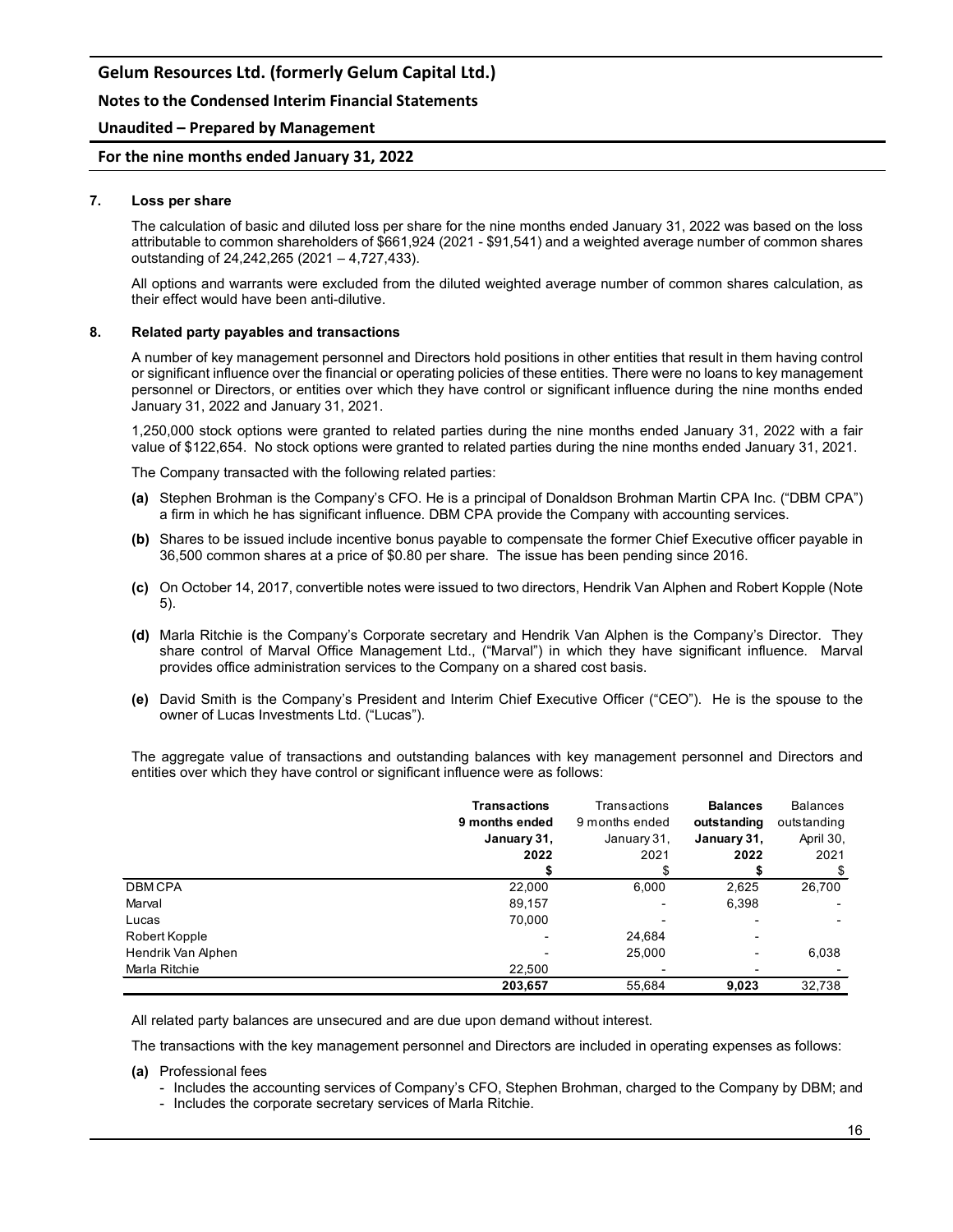## 7. Loss per share

The calculation of basic and diluted loss per share for the nine months ended January 31, 2022 was based on the loss attributable to common shareholders of $661,924 (2021 - $91,541) and a weighted average number of common shares outstanding of 24,242,265 (2021 – 4,727,433).

All options and warrants were excluded from the diluted weighted average number of common shares calculation, as their effect would have been anti-dilutive.

## 8. Related party payables and transactions

A number of key management personnel and Directors hold positions in other entities that result in them having control or significant influence over the financial or operating policies of these entities. There were no loans to key management personnel or Directors, or entities over which they have control or significant influence during the nine months ended January 31, 2022 and January 31, 2021.

1,250,000 stock options were granted to related parties during the nine months ended January 31, 2022 with a fair value of $122,654. No stock options were granted to related parties during the nine months ended January 31, 2021.

The Company transacted with the following related parties:

**(a)** Stephen Brohman is the Company's CFO. He is a principal of Donaldson Brohman Martin CPA Inc. ("DBM CPA") a firm in which he has significant influence. DBM CPA provide the Company with accounting services.

**(b)** Shares to be issued include incentive bonus payable to compensate the former Chief Executive officer payable in 36,500 common shares at a price of $0.80 per share. The issue has been pending since 2016.

**(c)** On October 14, 2017, convertible notes were issued to two directors, Hendrik Van Alphen and Robert Kopple (Note 5).

**(d)** Marla Ritchie is the Company's Corporate secretary and Hendrik Van Alphen is the Company's Director. They share control of Marval Office Management Ltd., ("Marval") in which they have significant influence. Marval provides office administration services to the Company on a shared cost basis.

**(e)** David Smith is the Company's President and Interim Chief Executive Officer ("CEO"). He is the spouse to the owner of Lucas Investments Ltd. ("Lucas").

The aggregate value of transactions and outstanding balances with key management personnel and Directors and entities over which they have control or significant influence were as follows:

| | **Transactions 9 months ended January 31, 2022** | Transactions 9 months ended January 31, 2021 | **Balances outstanding January 31, 2022** | Balances outstanding April 30, 2021 |
|---|---|---|---|---|
| | **$** | $ | **$** | $ |
| DBM CPA | 22,000 | 6,000 | 2,625 | 26,700 |
| Marval | 89,157 | - | 6,398 | - |
| Lucas | 70,000 | - | - | - |
| Robert Kopple | - | 24,684 | - | |
| Hendrik Van Alphen | - | 25,000 | - | 6,038 |
| Marla Ritchie | 22,500 | - | - | - |
| | **203,657** | 55,684 | **9,023** | 32,738 |

All related party balances are unsecured and are due upon demand without interest.

The transactions with the key management personnel and Directors are included in operating expenses as follows:

**(a)** Professional fees
- Includes the accounting services of Company's CFO, Stephen Brohman, charged to the Company by DBM; and
- Includes the corporate secretary services of Marla Ritchie.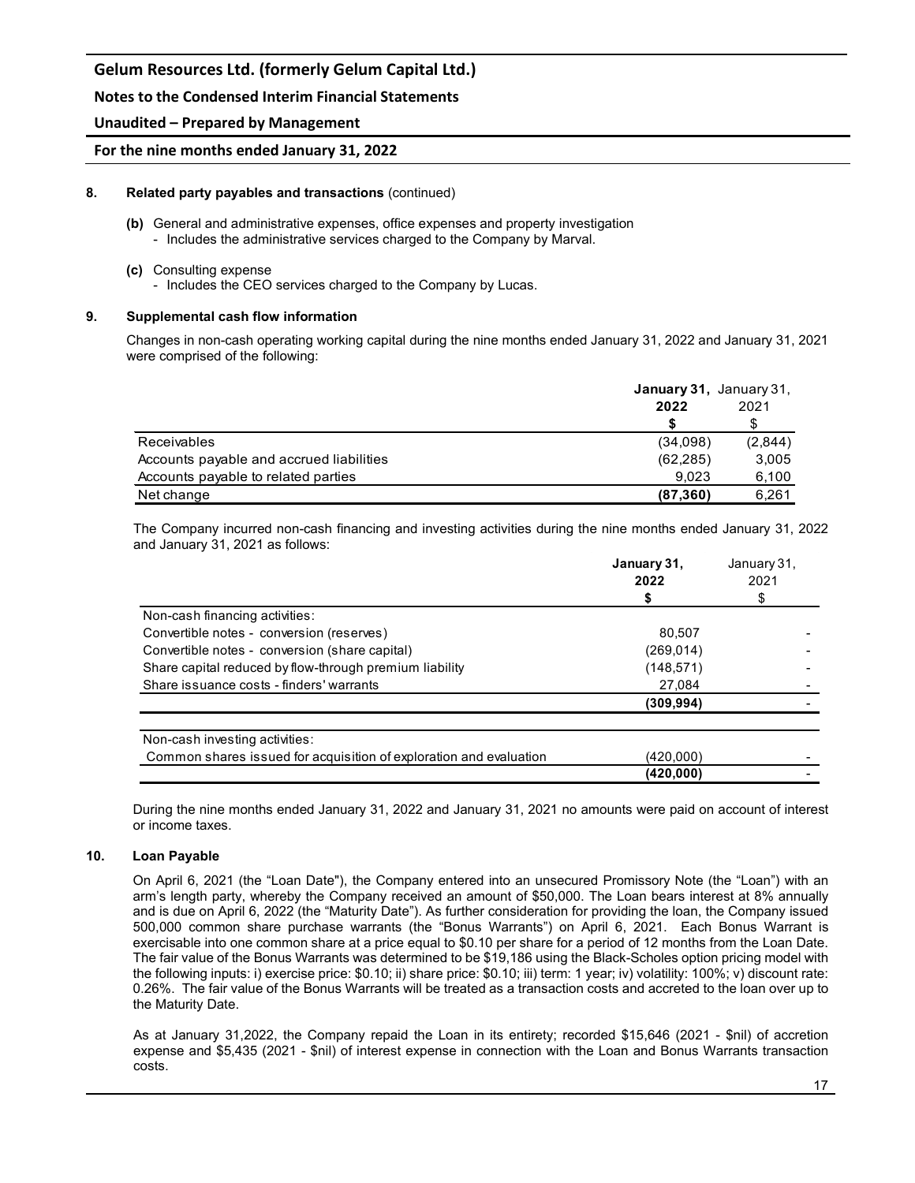**8. Related party payables and transactions** (continued)

**(b)** General and administrative expenses, office expenses and property investigation
- Includes the administrative services charged to the Company by Marval.

**(c)** Consulting expense
- Includes the CEO services charged to the Company by Lucas.

**9. Supplemental cash flow information**

Changes in non-cash operating working capital during the nine months ended January 31, 2022 and January 31, 2021 were comprised of the following:

| | **January 31, 2022** | January 31, 2021 |
|---|---|---|
| | **\$** | \$ |
| Receivables | (34,098) | (2,844) |
| Accounts payable and accrued liabilities | (62,285) | 3,005 |
| Accounts payable to related parties | 9,023 | 6,100 |
| Net change | **(87,360)** | 6,261 |

The Company incurred non-cash financing and investing activities during the nine months ended January 31, 2022 and January 31, 2021 as follows:

| | **January 31, 2022** | January 31, 2021 |
|---|---|---|
| | **\$** | \$ |
| Non-cash financing activities: | | |
| Convertible notes - conversion (reserves) | 80,507 | - |
| Convertible notes - conversion (share capital) | (269,014) | - |
| Share capital reduced by flow-through premium liability | (148,571) | - |
| Share issuance costs - finders' warrants | 27,084 | - |
| | **(309,994)** | - |
| Non-cash investing activities: | | |
| Common shares issued for acquisition of exploration and evaluation | (420,000) | - |
| | **(420,000)** | - |

During the nine months ended January 31, 2022 and January 31, 2021 no amounts were paid on account of interest or income taxes.

**10. Loan Payable**

On April 6, 2021 (the "Loan Date"), the Company entered into an unsecured Promissory Note (the "Loan") with an arm's length party, whereby the Company received an amount of \$50,000. The Loan bears interest at 8% annually and is due on April 6, 2022 (the "Maturity Date"). As further consideration for providing the loan, the Company issued 500,000 common share purchase warrants (the "Bonus Warrants") on April 6, 2021. Each Bonus Warrant is exercisable into one common share at a price equal to \$0.10 per share for a period of 12 months from the Loan Date. The fair value of the Bonus Warrants was determined to be \$19,186 using the Black-Scholes option pricing model with the following inputs: i) exercise price: \$0.10; ii) share price: \$0.10; iii) term: 1 year; iv) volatility: 100%; v) discount rate: 0.26%. The fair value of the Bonus Warrants will be treated as a transaction costs and accreted to the loan over up to the Maturity Date.

As at January 31,2022, the Company repaid the Loan in its entirety; recorded \$15,646 (2021 - \$nil) of accretion expense and \$5,435 (2021 - \$nil) of interest expense in connection with the Loan and Bonus Warrants transaction costs.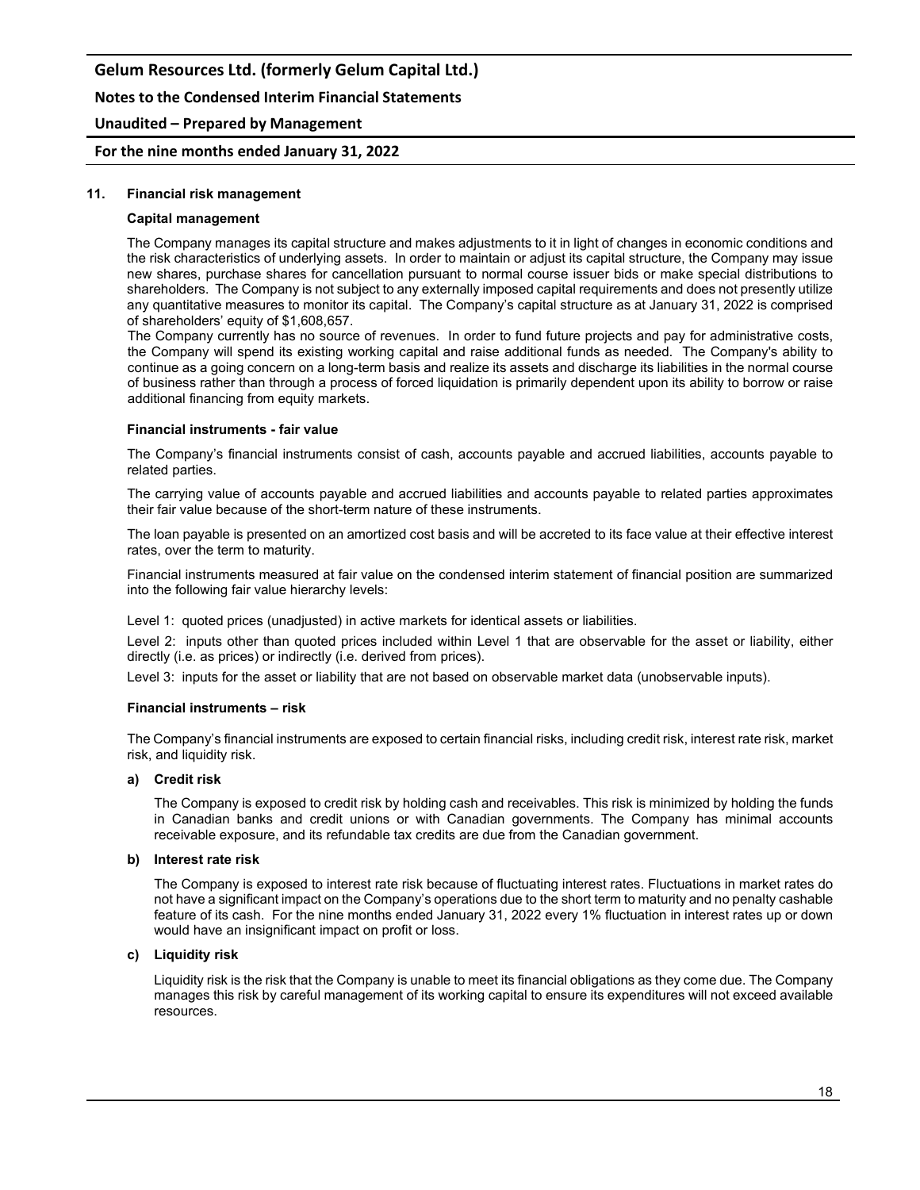## 11. Financial risk management

### Capital management

The Company manages its capital structure and makes adjustments to it in light of changes in economic conditions and the risk characteristics of underlying assets. In order to maintain or adjust its capital structure, the Company may issue new shares, purchase shares for cancellation pursuant to normal course issuer bids or make special distributions to shareholders. The Company is not subject to any externally imposed capital requirements and does not presently utilize any quantitative measures to monitor its capital. The Company's capital structure as at January 31, 2022 is comprised of shareholders' equity of $1,608,657.

The Company currently has no source of revenues. In order to fund future projects and pay for administrative costs, the Company will spend its existing working capital and raise additional funds as needed. The Company's ability to continue as a going concern on a long-term basis and realize its assets and discharge its liabilities in the normal course of business rather than through a process of forced liquidation is primarily dependent upon its ability to borrow or raise additional financing from equity markets.

### Financial instruments - fair value

The Company's financial instruments consist of cash, accounts payable and accrued liabilities, accounts payable to related parties.

The carrying value of accounts payable and accrued liabilities and accounts payable to related parties approximates their fair value because of the short-term nature of these instruments.

The loan payable is presented on an amortized cost basis and will be accreted to its face value at their effective interest rates, over the term to maturity.

Financial instruments measured at fair value on the condensed interim statement of financial position are summarized into the following fair value hierarchy levels:

Level 1: quoted prices (unadjusted) in active markets for identical assets or liabilities.

Level 2: inputs other than quoted prices included within Level 1 that are observable for the asset or liability, either directly (i.e. as prices) or indirectly (i.e. derived from prices).

Level 3: inputs for the asset or liability that are not based on observable market data (unobservable inputs).

### Financial instruments – risk

The Company's financial instruments are exposed to certain financial risks, including credit risk, interest rate risk, market risk, and liquidity risk.

**a) Credit risk**

The Company is exposed to credit risk by holding cash and receivables. This risk is minimized by holding the funds in Canadian banks and credit unions or with Canadian governments. The Company has minimal accounts receivable exposure, and its refundable tax credits are due from the Canadian government.

**b) Interest rate risk**

The Company is exposed to interest rate risk because of fluctuating interest rates. Fluctuations in market rates do not have a significant impact on the Company's operations due to the short term to maturity and no penalty cashable feature of its cash. For the nine months ended January 31, 2022 every 1% fluctuation in interest rates up or down would have an insignificant impact on profit or loss.

**c) Liquidity risk**

Liquidity risk is the risk that the Company is unable to meet its financial obligations as they come due. The Company manages this risk by careful management of its working capital to ensure its expenditures will not exceed available resources.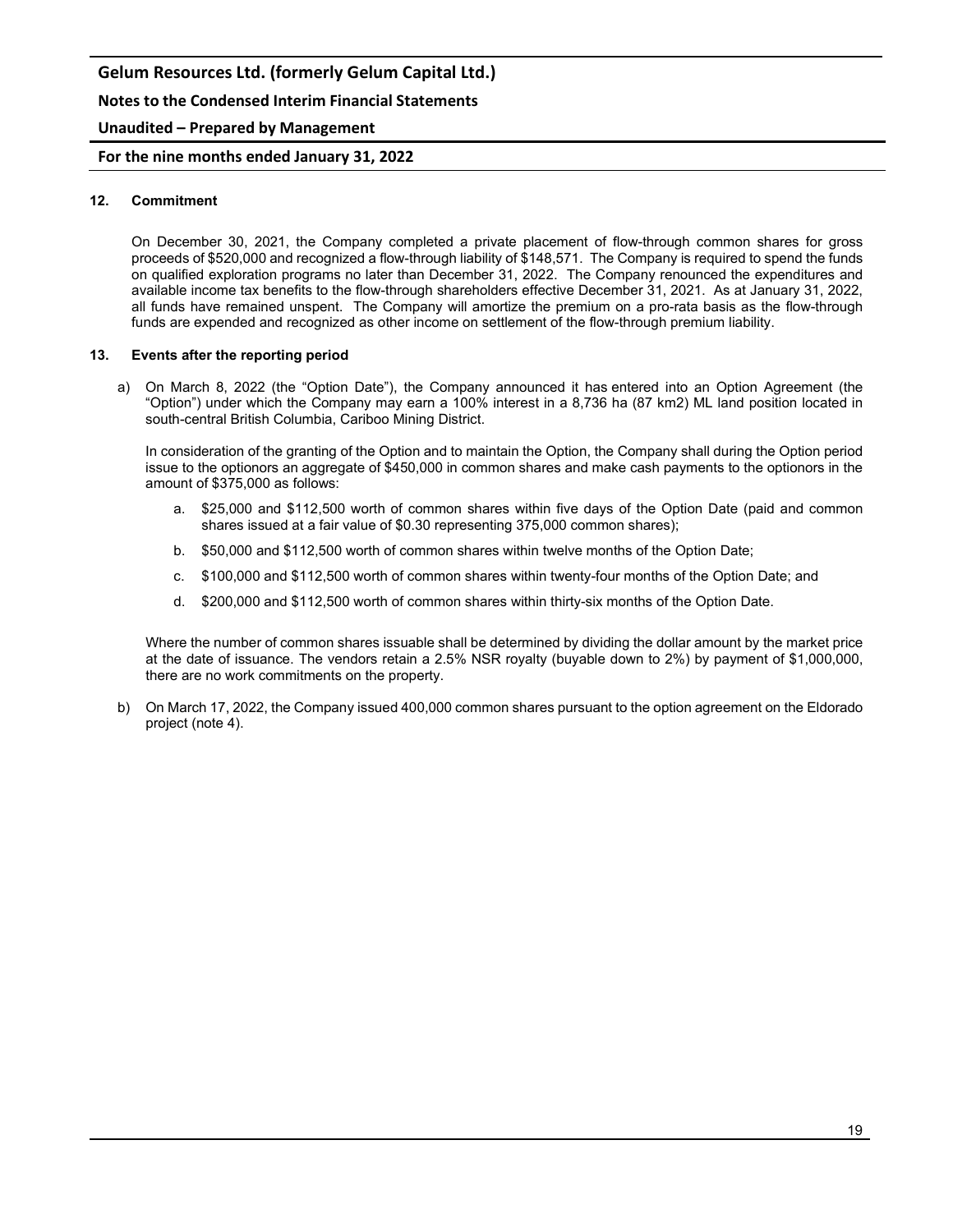## 12. Commitment

On December 30, 2021, the Company completed a private placement of flow-through common shares for gross proceeds of $520,000 and recognized a flow-through liability of $148,571. The Company is required to spend the funds on qualified exploration programs no later than December 31, 2022. The Company renounced the expenditures and available income tax benefits to the flow-through shareholders effective December 31, 2021. As at January 31, 2022, all funds have remained unspent. The Company will amortize the premium on a pro-rata basis as the flow-through funds are expended and recognized as other income on settlement of the flow-through premium liability.

## 13. Events after the reporting period

a) On March 8, 2022 (the "Option Date"), the Company announced it has entered into an Option Agreement (the "Option") under which the Company may earn a 100% interest in a 8,736 ha (87 km2) ML land position located in south-central British Columbia, Cariboo Mining District.

   In consideration of the granting of the Option and to maintain the Option, the Company shall during the Option period issue to the optionors an aggregate of $450,000 in common shares and make cash payments to the optionors in the amount of $375,000 as follows:

   a. $25,000 and $112,500 worth of common shares within five days of the Option Date (paid and common shares issued at a fair value of $0.30 representing 375,000 common shares);
   b. $50,000 and $112,500 worth of common shares within twelve months of the Option Date;
   c. $100,000 and $112,500 worth of common shares within twenty-four months of the Option Date; and
   d. $200,000 and $112,500 worth of common shares within thirty-six months of the Option Date.

   Where the number of common shares issuable shall be determined by dividing the dollar amount by the market price at the date of issuance. The vendors retain a 2.5% NSR royalty (buyable down to 2%) by payment of $1,000,000, there are no work commitments on the property.

b) On March 17, 2022, the Company issued 400,000 common shares pursuant to the option agreement on the Eldorado project (note 4).